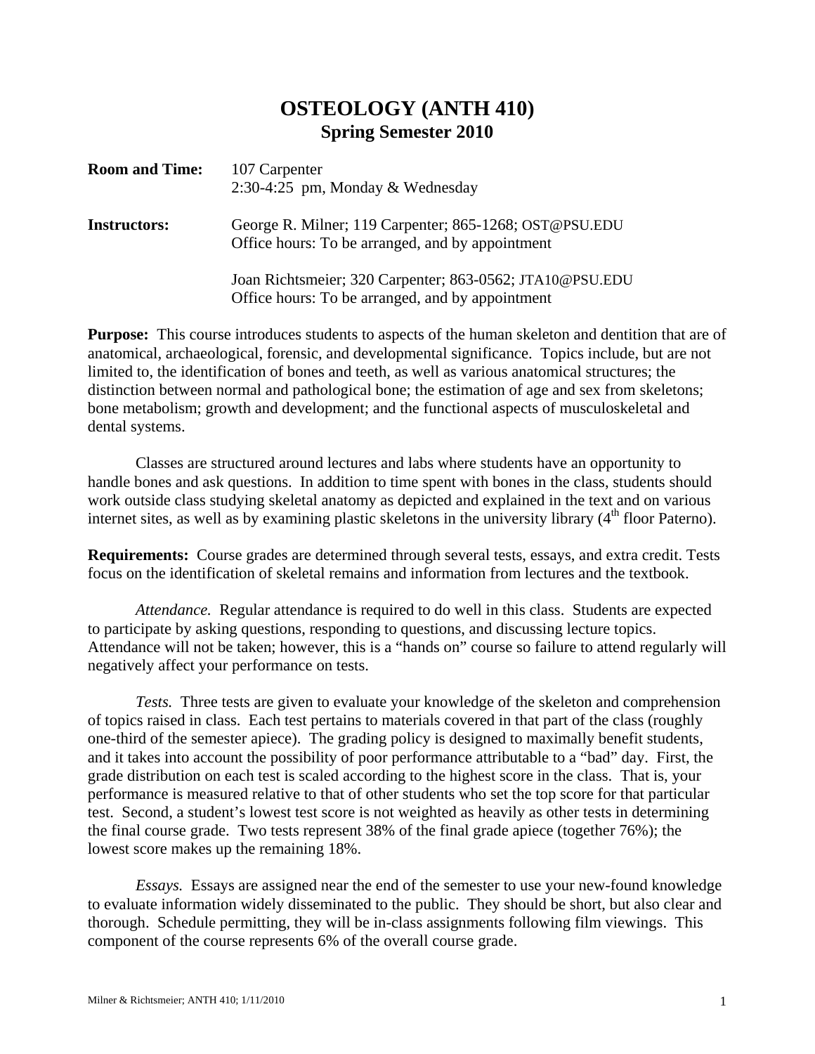# OSTEOLOGY (ANTH 410)
## Spring Semester 2010

**Room and Time:** 107 Carpenter
2:30-4:25 pm, Monday & Wednesday

**Instructors:** George R. Milner; 119 Carpenter; 865-1268; OST@PSU.EDU
Office hours: To be arranged, and by appointment

Joan Richtsmeier; 320 Carpenter; 863-0562; JTA10@PSU.EDU
Office hours: To be arranged, and by appointment

**Purpose:** This course introduces students to aspects of the human skeleton and dentition that are of anatomical, archaeological, forensic, and developmental significance. Topics include, but are not limited to, the identification of bones and teeth, as well as various anatomical structures; the distinction between normal and pathological bone; the estimation of age and sex from skeletons; bone metabolism; growth and development; and the functional aspects of musculoskeletal and dental systems.

Classes are structured around lectures and labs where students have an opportunity to handle bones and ask questions. In addition to time spent with bones in the class, students should work outside class studying skeletal anatomy as depicted and explained in the text and on various internet sites, as well as by examining plastic skeletons in the university library (4th floor Paterno).

**Requirements:** Course grades are determined through several tests, essays, and extra credit. Tests focus on the identification of skeletal remains and information from lectures and the textbook.

*Attendance.* Regular attendance is required to do well in this class. Students are expected to participate by asking questions, responding to questions, and discussing lecture topics. Attendance will not be taken; however, this is a "hands on" course so failure to attend regularly will negatively affect your performance on tests.

*Tests.* Three tests are given to evaluate your knowledge of the skeleton and comprehension of topics raised in class. Each test pertains to materials covered in that part of the class (roughly one-third of the semester apiece). The grading policy is designed to maximally benefit students, and it takes into account the possibility of poor performance attributable to a "bad" day. First, the grade distribution on each test is scaled according to the highest score in the class. That is, your performance is measured relative to that of other students who set the top score for that particular test. Second, a student's lowest test score is not weighted as heavily as other tests in determining the final course grade. Two tests represent 38% of the final grade apiece (together 76%); the lowest score makes up the remaining 18%.

*Essays.* Essays are assigned near the end of the semester to use your new-found knowledge to evaluate information widely disseminated to the public. They should be short, but also clear and thorough. Schedule permitting, they will be in-class assignments following film viewings. This component of the course represents 6% of the overall course grade.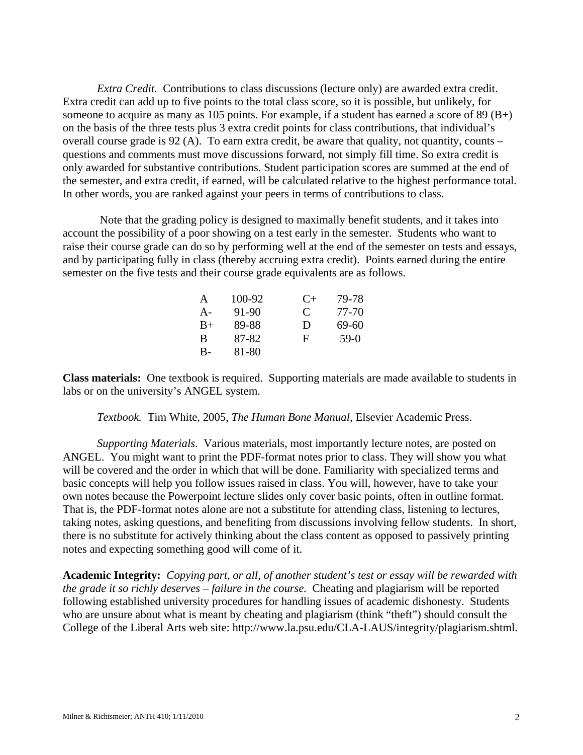*Extra Credit.* Contributions to class discussions (lecture only) are awarded extra credit. Extra credit can add up to five points to the total class score, so it is possible, but unlikely, for someone to acquire as many as 105 points. For example, if a student has earned a score of 89 (B+) on the basis of the three tests plus 3 extra credit points for class contributions, that individual's overall course grade is 92 (A). To earn extra credit, be aware that quality, not quantity, counts – questions and comments must move discussions forward, not simply fill time. So extra credit is only awarded for substantive contributions. Student participation scores are summed at the end of the semester, and extra credit, if earned, will be calculated relative to the highest performance total. In other words, you are ranked against your peers in terms of contributions to class.

Note that the grading policy is designed to maximally benefit students, and it takes into account the possibility of a poor showing on a test early in the semester. Students who want to raise their course grade can do so by performing well at the end of the semester on tests and essays, and by participating fully in class (thereby accruing extra credit). Points earned during the entire semester on the five tests and their course grade equivalents are as follows.

| | | | |
|---|---|---|---|
| A | 100-92 | C+ | 79-78 |
| A- | 91-90 | C | 77-70 |
| B+ | 89-88 | D | 69-60 |
| B | 87-82 | F | 59-0 |
| B- | 81-80 | | |

**Class materials:** One textbook is required. Supporting materials are made available to students in labs or on the university's ANGEL system.

*Textbook.* Tim White, 2005, *The Human Bone Manual*, Elsevier Academic Press.

*Supporting Materials.* Various materials, most importantly lecture notes, are posted on ANGEL. You might want to print the PDF-format notes prior to class. They will show you what will be covered and the order in which that will be done. Familiarity with specialized terms and basic concepts will help you follow issues raised in class. You will, however, have to take your own notes because the Powerpoint lecture slides only cover basic points, often in outline format. That is, the PDF-format notes alone are not a substitute for attending class, listening to lectures, taking notes, asking questions, and benefiting from discussions involving fellow students. In short, there is no substitute for actively thinking about the class content as opposed to passively printing notes and expecting something good will come of it.

**Academic Integrity:** *Copying part, or all, of another student's test or essay will be rewarded with the grade it so richly deserves – failure in the course.* Cheating and plagiarism will be reported following established university procedures for handling issues of academic dishonesty. Students who are unsure about what is meant by cheating and plagiarism (think "theft") should consult the College of the Liberal Arts web site: http://www.la.psu.edu/CLA-LAUS/integrity/plagiarism.shtml.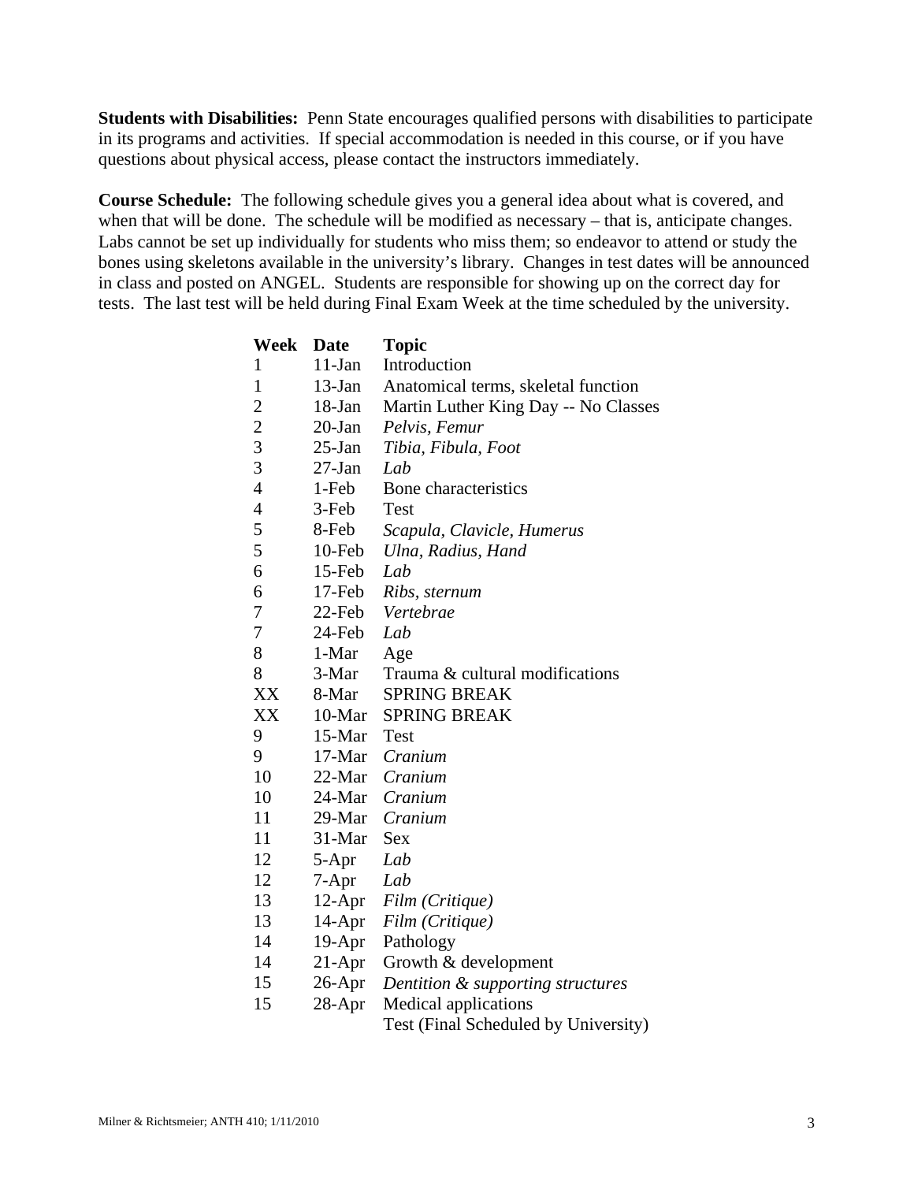**Students with Disabilities:** Penn State encourages qualified persons with disabilities to participate in its programs and activities. If special accommodation is needed in this course, or if you have questions about physical access, please contact the instructors immediately.

**Course Schedule:** The following schedule gives you a general idea about what is covered, and when that will be done. The schedule will be modified as necessary – that is, anticipate changes. Labs cannot be set up individually for students who miss them; so endeavor to attend or study the bones using skeletons available in the university's library. Changes in test dates will be announced in class and posted on ANGEL. Students are responsible for showing up on the correct day for tests. The last test will be held during Final Exam Week at the time scheduled by the university.

| Week | Date | Topic |
|---|---|---|
| 1 | 11-Jan | Introduction |
| 1 | 13-Jan | Anatomical terms, skeletal function |
| 2 | 18-Jan | Martin Luther King Day -- No Classes |
| 2 | 20-Jan | *Pelvis, Femur* |
| 3 | 25-Jan | *Tibia, Fibula, Foot* |
| 3 | 27-Jan | *Lab* |
| 4 | 1-Feb | Bone characteristics |
| 4 | 3-Feb | Test |
| 5 | 8-Feb | *Scapula, Clavicle, Humerus* |
| 5 | 10-Feb | *Ulna, Radius, Hand* |
| 6 | 15-Feb | *Lab* |
| 6 | 17-Feb | *Ribs, sternum* |
| 7 | 22-Feb | *Vertebrae* |
| 7 | 24-Feb | *Lab* |
| 8 | 1-Mar | Age |
| 8 | 3-Mar | Trauma & cultural modifications |
| XX | 8-Mar | SPRING BREAK |
| XX | 10-Mar | SPRING BREAK |
| 9 | 15-Mar | Test |
| 9 | 17-Mar | *Cranium* |
| 10 | 22-Mar | *Cranium* |
| 10 | 24-Mar | *Cranium* |
| 11 | 29-Mar | *Cranium* |
| 11 | 31-Mar | Sex |
| 12 | 5-Apr | *Lab* |
| 12 | 7-Apr | *Lab* |
| 13 | 12-Apr | *Film (Critique)* |
| 13 | 14-Apr | *Film (Critique)* |
| 14 | 19-Apr | Pathology |
| 14 | 21-Apr | Growth & development |
| 15 | 26-Apr | *Dentition & supporting structures* |
| 15 | 28-Apr | Medical applications |
| | | Test (Final Scheduled by University) |